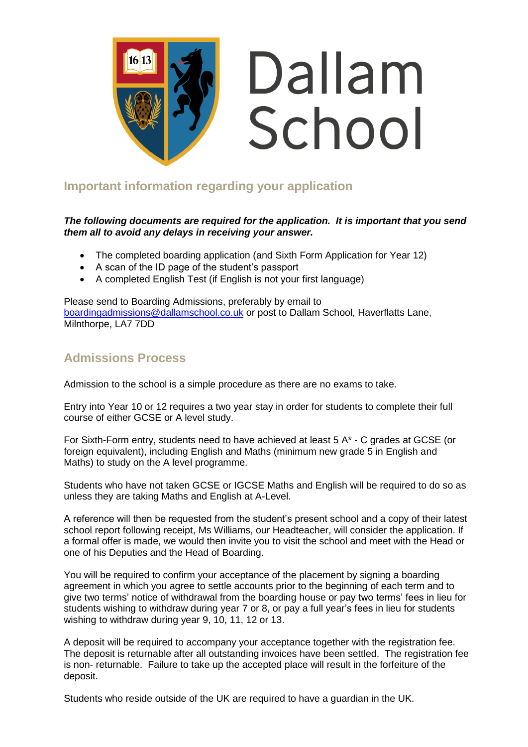Dallam School

## Important information regarding your application

***The following documents are required for the application. It is important that you send them all to avoid any delays in receiving your answer.***

- The completed boarding application (and Sixth Form Application for Year 12)
- A scan of the ID page of the student's passport
- A completed English Test (if English is not your first language)

Please send to Boarding Admissions, preferably by email to boardingadmissions@dallamschool.co.uk or post to Dallam School, Haverflatts Lane, Milnthorpe, LA7 7DD

## Admissions Process

Admission to the school is a simple procedure as there are no exams to take.

Entry into Year 10 or 12 requires a two year stay in order for students to complete their full course of either GCSE or A level study.

For Sixth-Form entry, students need to have achieved at least 5 A* - C grades at GCSE (or foreign equivalent), including English and Maths (minimum new grade 5 in English and Maths) to study on the A level programme.

Students who have not taken GCSE or IGCSE Maths and English will be required to do so as unless they are taking Maths and English at A-Level.

A reference will then be requested from the student's present school and a copy of their latest school report following receipt, Ms Williams, our Headteacher, will consider the application. If a formal offer is made, we would then invite you to visit the school and meet with the Head or one of his Deputies and the Head of Boarding.

You will be required to confirm your acceptance of the placement by signing a boarding agreement in which you agree to settle accounts prior to the beginning of each term and to give two terms' notice of withdrawal from the boarding house or pay two terms' fees in lieu for students wishing to withdraw during year 7 or 8, or pay a full year's fees in lieu for students wishing to withdraw during year 9, 10, 11, 12 or 13.

A deposit will be required to accompany your acceptance together with the registration fee. The deposit is returnable after all outstanding invoices have been settled. The registration fee is non- returnable. Failure to take up the accepted place will result in the forfeiture of the deposit.

Students who reside outside of the UK are required to have a guardian in the UK.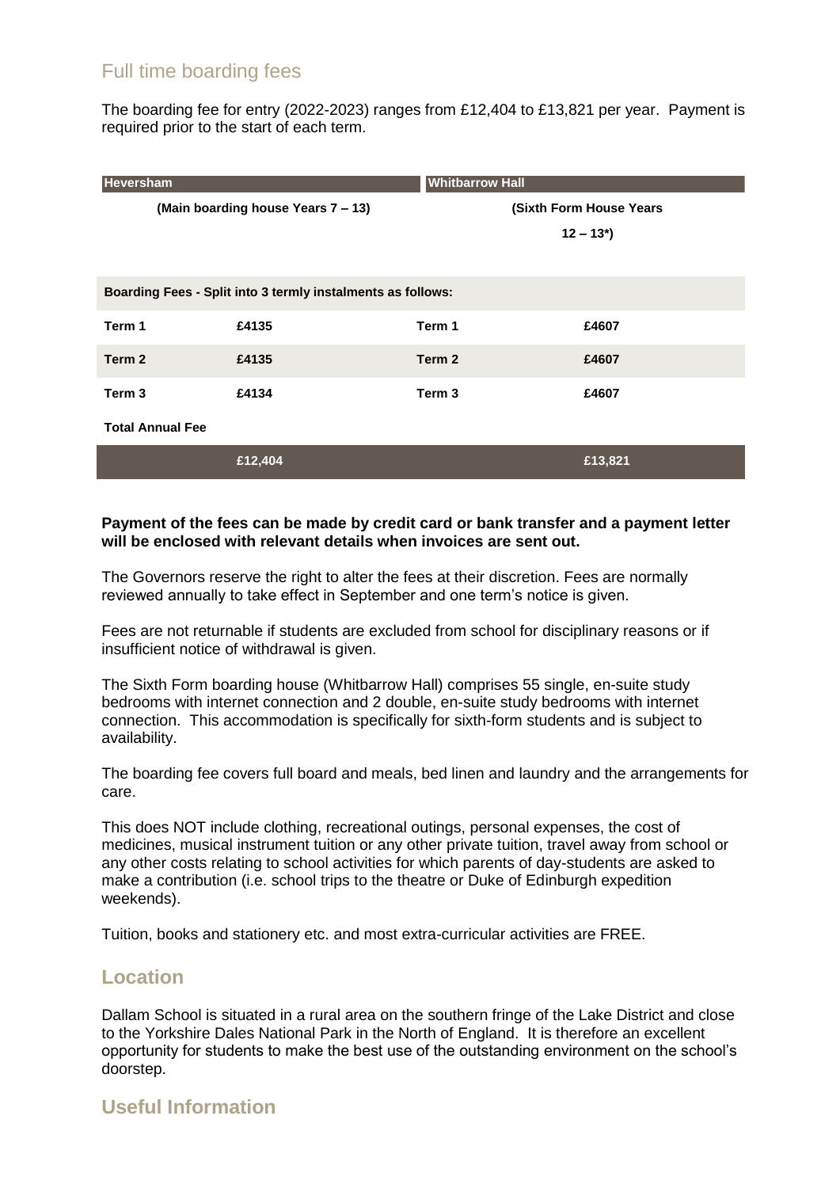## Full time boarding fees

The boarding fee for entry (2022-2023) ranges from £12,404 to £13,821 per year. Payment is required prior to the start of each term.

| **Heversham** | | **Whitbarrow Hall** | |
|---|---|---|---|
| **(Main boarding house Years 7 – 13)** | | **(Sixth Form House Years 12 – 13*)** | |
| **Boarding Fees - Split into 3 termly instalments as follows:** | | | |
| **Term 1** | **£4135** | **Term 1** | **£4607** |
| **Term 2** | **£4135** | **Term 2** | **£4607** |
| **Term 3** | **£4134** | **Term 3** | **£4607** |
| **Total Annual Fee** | | | |
| | **£12,404** | | **£13,821** |

**Payment of the fees can be made by credit card or bank transfer and a payment letter will be enclosed with relevant details when invoices are sent out.**

The Governors reserve the right to alter the fees at their discretion. Fees are normally reviewed annually to take effect in September and one term's notice is given.

Fees are not returnable if students are excluded from school for disciplinary reasons or if insufficient notice of withdrawal is given.

The Sixth Form boarding house (Whitbarrow Hall) comprises 55 single, en-suite study bedrooms with internet connection and 2 double, en-suite study bedrooms with internet connection. This accommodation is specifically for sixth-form students and is subject to availability.

The boarding fee covers full board and meals, bed linen and laundry and the arrangements for care.

This does NOT include clothing, recreational outings, personal expenses, the cost of medicines, musical instrument tuition or any other private tuition, travel away from school or any other costs relating to school activities for which parents of day-students are asked to make a contribution (i.e. school trips to the theatre or Duke of Edinburgh expedition weekends).

Tuition, books and stationery etc. and most extra-curricular activities are FREE.

## Location

Dallam School is situated in a rural area on the southern fringe of the Lake District and close to the Yorkshire Dales National Park in the North of England. It is therefore an excellent opportunity for students to make the best use of the outstanding environment on the school's doorstep.

## Useful Information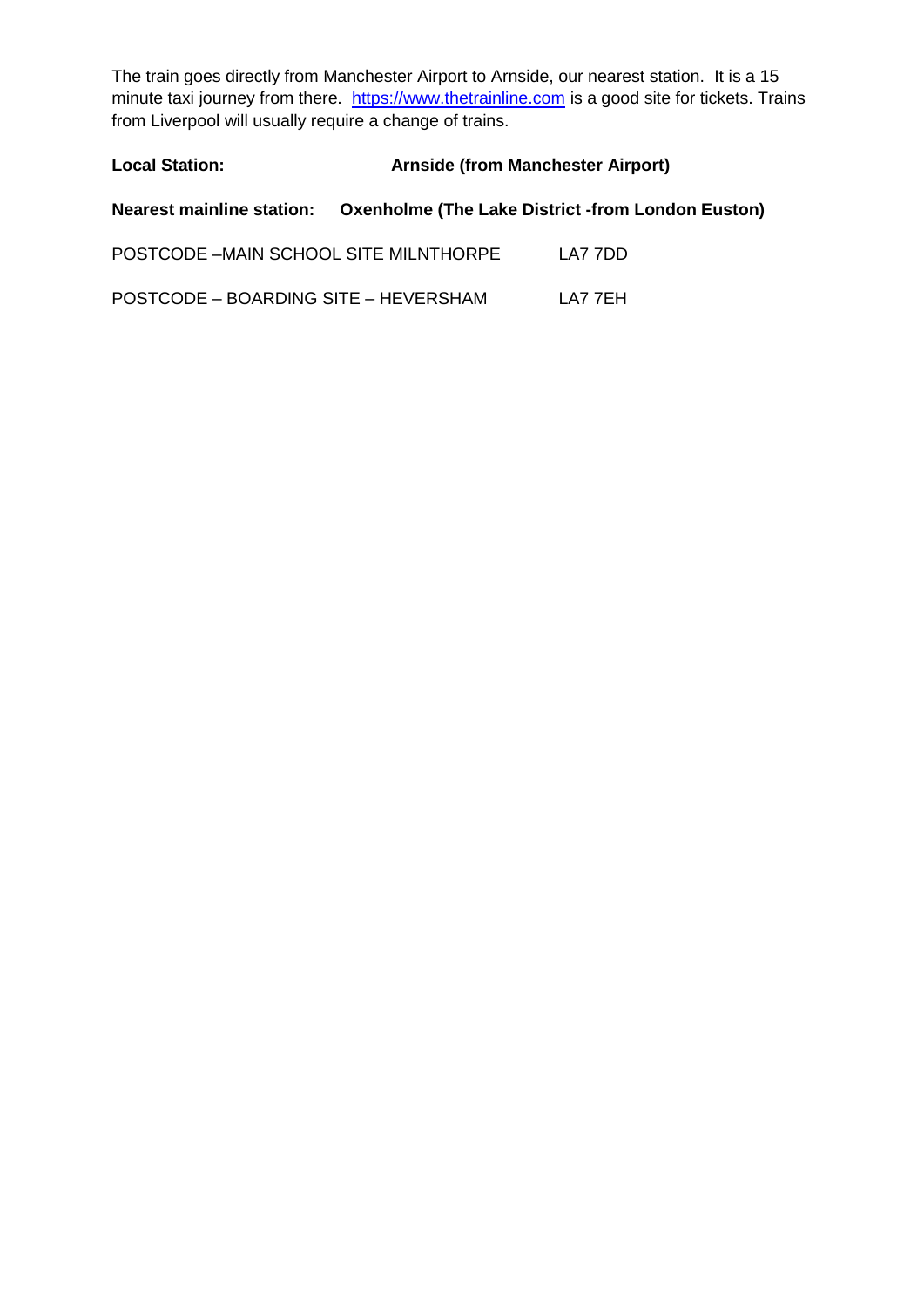The train goes directly from Manchester Airport to Arnside, our nearest station. It is a 15 minute taxi journey from there. https://www.thetrainline.com is a good site for tickets. Trains from Liverpool will usually require a change of trains.

**Local Station:** **Arnside (from Manchester Airport)**

**Nearest mainline station:** **Oxenholme (The Lake District -from London Euston)**

POSTCODE –MAIN SCHOOL SITE MILNTHORPE LA7 7DD

POSTCODE – BOARDING SITE – HEVERSHAM LA7 7EH